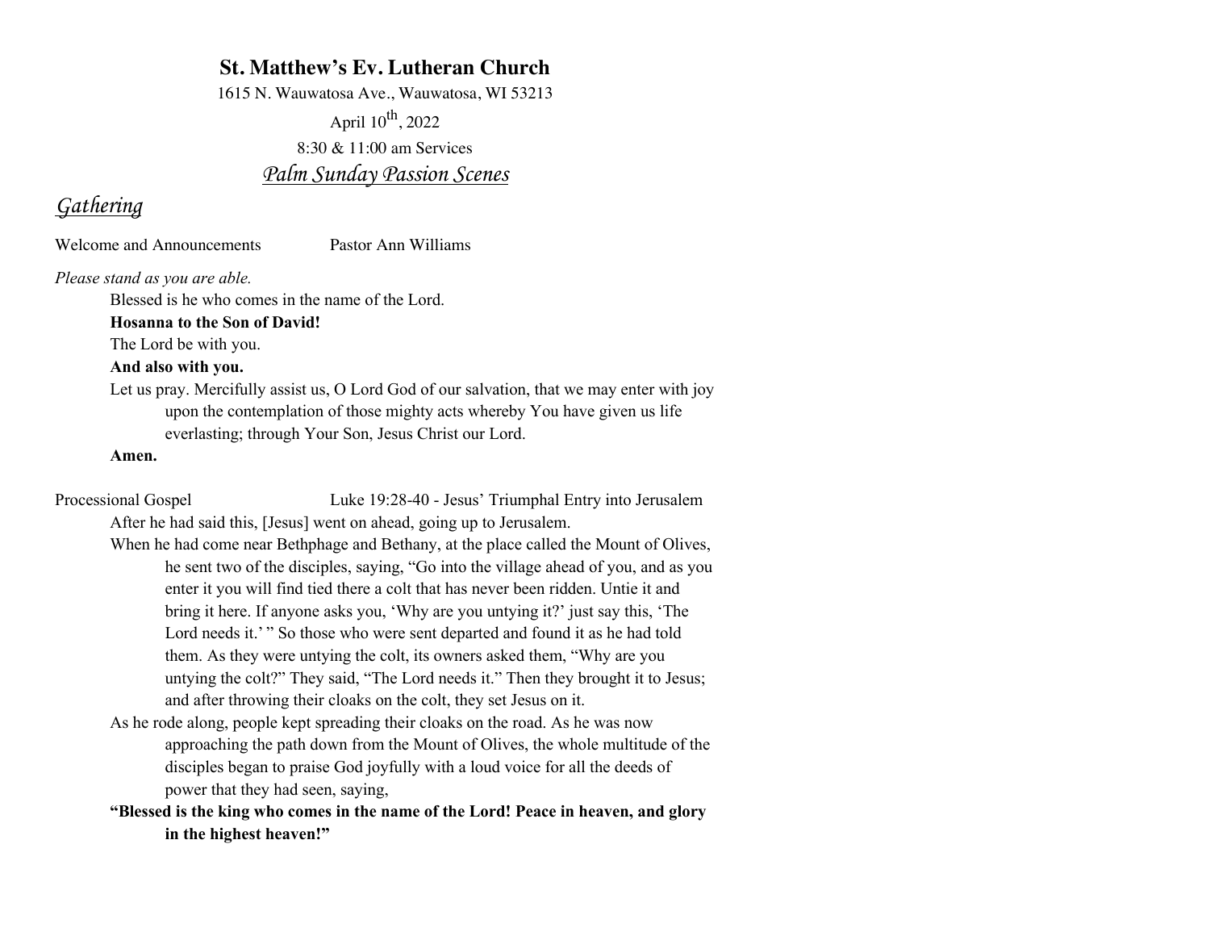# St. Matthew's Ev. Lutheran Church

1615 N. Wauwatosa Ave., Wauwatosa, WI 53213

April 10th, 2022

8:30 & 11:00 am Services

## *Palm Sunday Passion Scenes*

## *Gathering*

Welcome and Announcements Pastor Ann Williams

*Please stand as you are able.*

Blessed is he who comes in the name of the Lord.

**Hosanna to the Son of David!**

The Lord be with you.

**And also with you.**

Let us pray. Mercifully assist us, O Lord God of our salvation, that we may enter with joy upon the contemplation of those mighty acts whereby You have given us life everlasting; through Your Son, Jesus Christ our Lord.

**Amen.**

Processional Gospel Luke 19:28-40 - Jesus' Triumphal Entry into Jerusalem

After he had said this, [Jesus] went on ahead, going up to Jerusalem.

When he had come near Bethphage and Bethany, at the place called the Mount of Olives, he sent two of the disciples, saying, "Go into the village ahead of you, and as you enter it you will find tied there a colt that has never been ridden. Untie it and bring it here. If anyone asks you, 'Why are you untying it?' just say this, 'The Lord needs it.' " So those who were sent departed and found it as he had told them. As they were untying the colt, its owners asked them, "Why are you untying the colt?" They said, "The Lord needs it." Then they brought it to Jesus; and after throwing their cloaks on the colt, they set Jesus on it.

As he rode along, people kept spreading their cloaks on the road. As he was now approaching the path down from the Mount of Olives, the whole multitude of the disciples began to praise God joyfully with a loud voice for all the deeds of power that they had seen, saying,

**"Blessed is the king who comes in the name of the Lord! Peace in heaven, and glory in the highest heaven!"**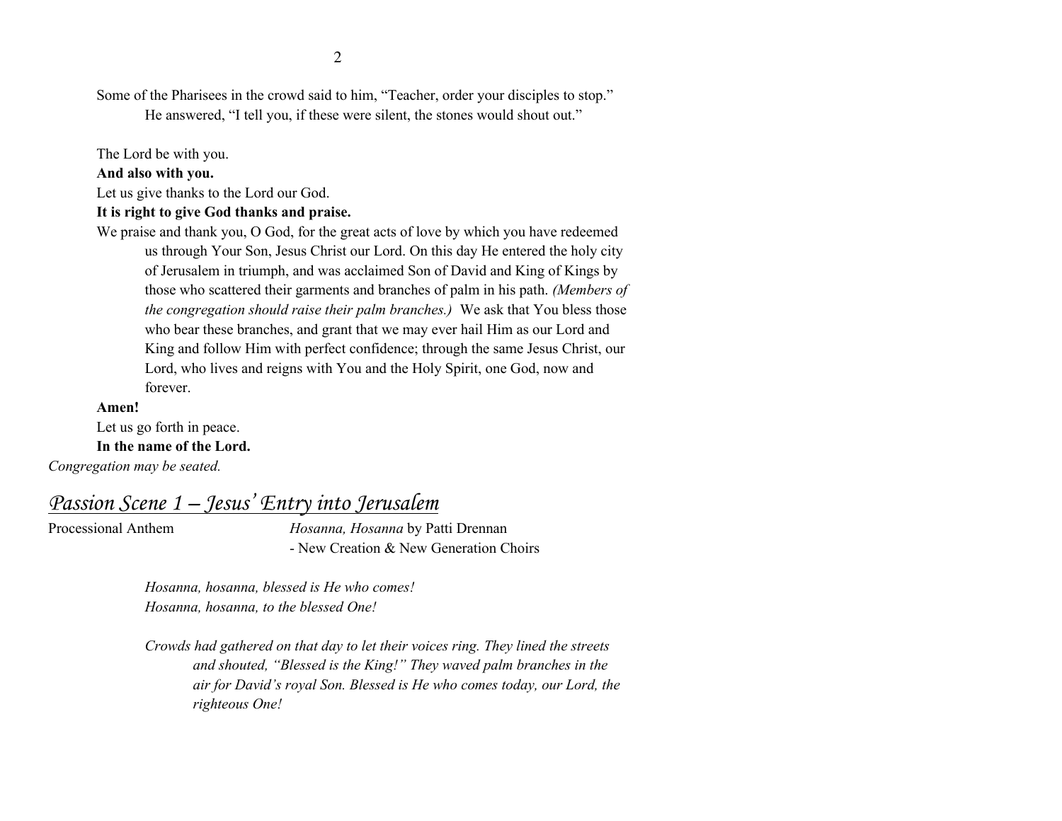Some of the Pharisees in the crowd said to him, “Teacher, order your disciples to stop.”
He answered, “I tell you, if these were silent, the stones would shout out.”

The Lord be with you.
**And also with you.**
Let us give thanks to the Lord our God.
**It is right to give God thanks and praise.**
We praise and thank you, O God, for the great acts of love by which you have redeemed us through Your Son, Jesus Christ our Lord. On this day He entered the holy city of Jerusalem in triumph, and was acclaimed Son of David and King of Kings by those who scattered their garments and branches of palm in his path. *(Members of the congregation should raise their palm branches.)* We ask that You bless those who bear these branches, and grant that we may ever hail Him as our Lord and King and follow Him with perfect confidence; through the same Jesus Christ, our Lord, who lives and reigns with You and the Holy Spirit, one God, now and forever.
**Amen!**
Let us go forth in peace.
**In the name of the Lord.**
*Congregation may be seated.*

## *Passion Scene 1 – Jesus' Entry into Jerusalem*

Processional Anthem *Hosanna, Hosanna* by Patti Drennan
- New Creation & New Generation Choirs

*Hosanna, hosanna, blessed is He who comes!*
*Hosanna, hosanna, to the blessed One!*

*Crowds had gathered on that day to let their voices ring. They lined the streets and shouted, “Blessed is the King!” They waved palm branches in the air for David's royal Son. Blessed is He who comes today, our Lord, the righteous One!*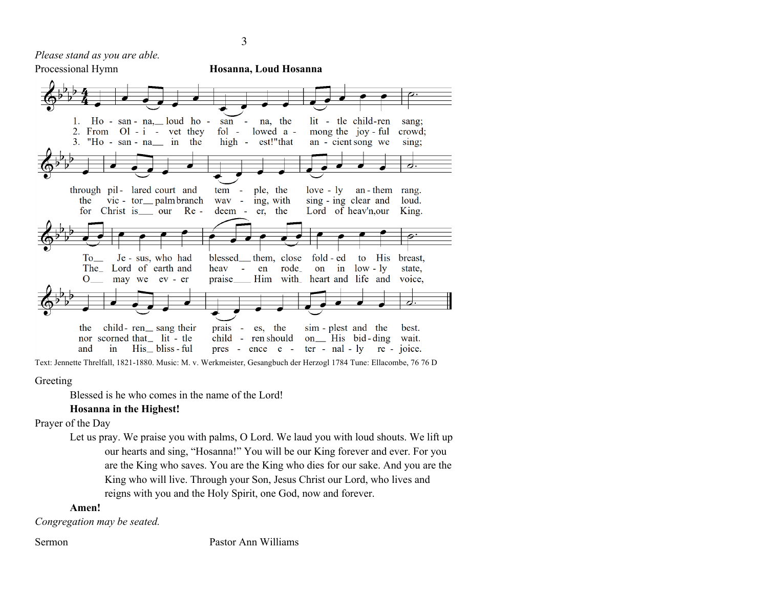*Please stand as you are able.*

Processional Hymn **Hosanna, Loud Hosanna**

1. Ho - san - na, loud ho - san - na, the lit - tle child-ren sang; through pil - lared court and tem - ple, the love - ly an - them rang. To Je - sus, who had blessed them, close fold - ed to His breast, the child - ren sang their prais - es, the sim - plest and the best.
2. From Ol - i - vet they fol - lowed a - mong the joy - ful crowd; the vic - tor palm branch wav - ing, with sing - ing clear and loud. The Lord of earth and heav - en rode on in low - ly state, nor scorned that lit - tle child - ren should on His bid - ding wait.
3. "Ho - san - na in the high - est!" that an - cient song we sing; for Christ is our Re - deem - er, the Lord of heav'n, our King. O may we ev - er praise Him with heart and life and voice, and in His bliss - ful pres - ence e - ter - nal - ly re - joice.

Text: Jennette Threlfall, 1821-1880. Music: M. v. Werkmeister, Gesangbuch der Herzogl 1784 Tune: Ellacombe, 76 76 D

Greeting

Blessed is he who comes in the name of the Lord!

**Hosanna in the Highest!**

Prayer of the Day

Let us pray. We praise you with palms, O Lord. We laud you with loud shouts. We lift up our hearts and sing, "Hosanna!" You will be our King forever and ever. For you are the King who saves. You are the King who dies for our sake. And you are the King who will live. Through your Son, Jesus Christ our Lord, who lives and reigns with you and the Holy Spirit, one God, now and forever.

**Amen!**

*Congregation may be seated.*

Sermon Pastor Ann Williams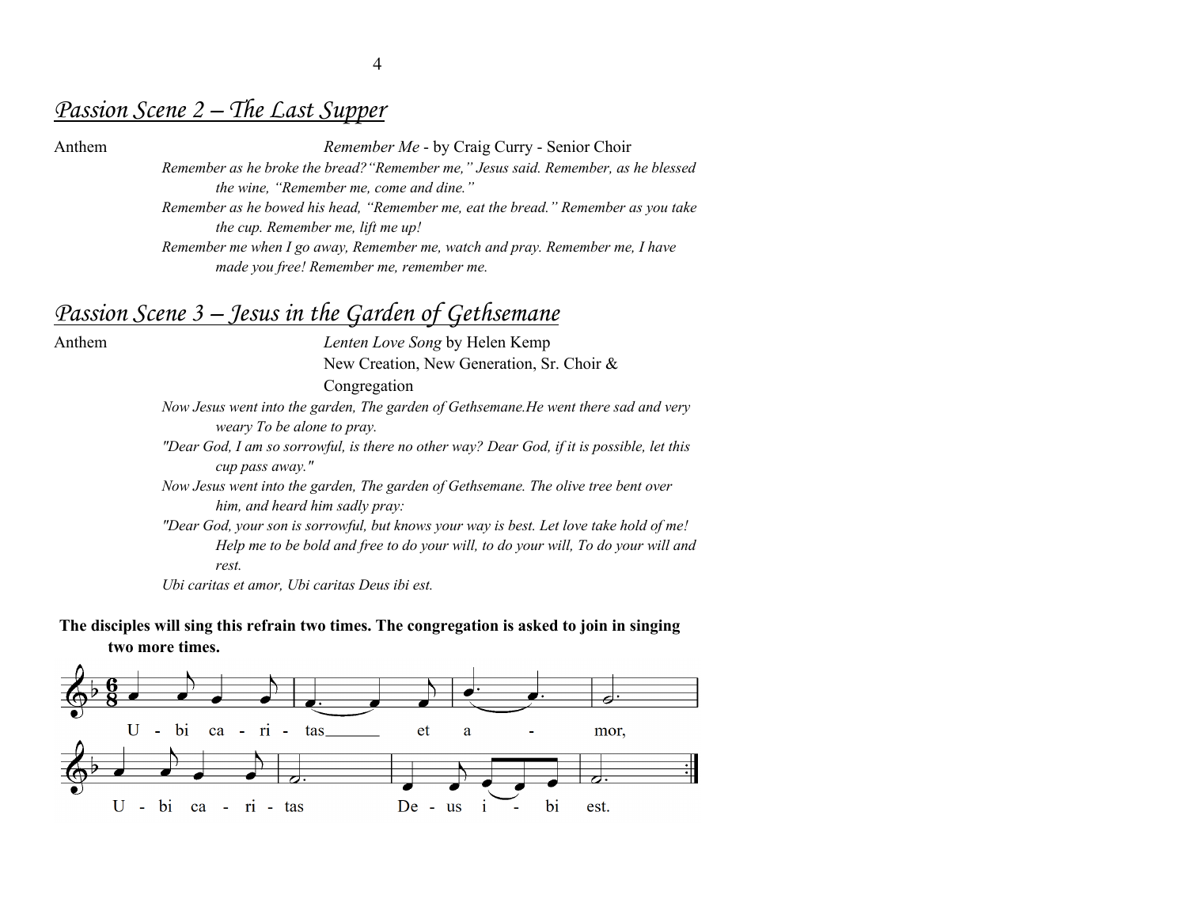## *Passion Scene 2 – The Last Supper*

Anthem *Remember Me* - by Craig Curry - Senior Choir

*Remember as he broke the bread?"Remember me," Jesus said. Remember, as he blessed the wine, "Remember me, come and dine."*

*Remember as he bowed his head, "Remember me, eat the bread." Remember as you take the cup. Remember me, lift me up!*

*Remember me when I go away, Remember me, watch and pray. Remember me, I have made you free! Remember me, remember me.*

## *Passion Scene 3 – Jesus in the Garden of Gethsemane*

Anthem *Lenten Love Song* by Helen Kemp
New Creation, New Generation, Sr. Choir & Congregation

*Now Jesus went into the garden, The garden of Gethsemane.He went there sad and very weary To be alone to pray.*

*"Dear God, I am so sorrowful, is there no other way? Dear God, if it is possible, let this cup pass away."*

*Now Jesus went into the garden, The garden of Gethsemane. The olive tree bent over him, and heard him sadly pray:*

*"Dear God, your son is sorrowful, but knows your way is best. Let love take hold of me! Help me to be bold and free to do your will, to do your will, To do your will and rest.*

*Ubi caritas et amor, Ubi caritas Deus ibi est.*

**The disciples will sing this refrain two times. The congregation is asked to join in singing two more times.**

U - bi ca - ri - tas\_\_\_\_\_\_ et a - mor,

U - bi ca - ri - tas De - us i - bi est.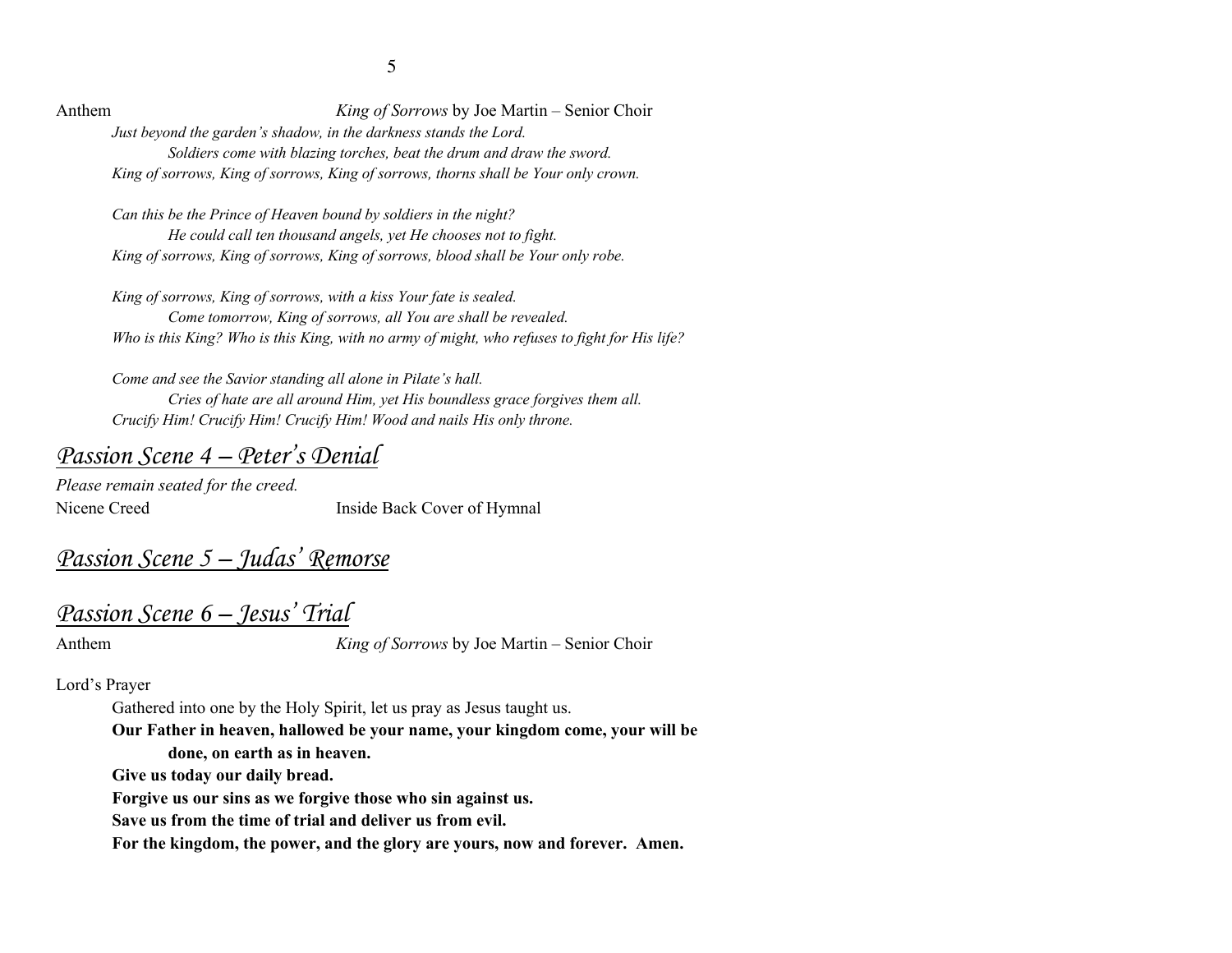Anthem *King of Sorrows* by Joe Martin – Senior Choir

*Just beyond the garden's shadow, in the darkness stands the Lord.*
*Soldiers come with blazing torches, beat the drum and draw the sword.*
*King of sorrows, King of sorrows, King of sorrows, thorns shall be Your only crown.*

*Can this be the Prince of Heaven bound by soldiers in the night?*
*He could call ten thousand angels, yet He chooses not to fight.*
*King of sorrows, King of sorrows, King of sorrows, blood shall be Your only robe.*

*King of sorrows, King of sorrows, with a kiss Your fate is sealed.*
*Come tomorrow, King of sorrows, all You are shall be revealed.*
*Who is this King? Who is this King, with no army of might, who refuses to fight for His life?*

*Come and see the Savior standing all alone in Pilate's hall.*
*Cries of hate are all around Him, yet His boundless grace forgives them all.*
*Crucify Him! Crucify Him! Crucify Him! Wood and nails His only throne.*

## *Passion Scene 4 – Peter's Denial*

*Please remain seated for the creed.*

Nicene Creed Inside Back Cover of Hymnal

## *Passion Scene 5 – Judas' Remorse*

## *Passion Scene 6 – Jesus' Trial*

Anthem *King of Sorrows* by Joe Martin – Senior Choir

Lord's Prayer

Gathered into one by the Holy Spirit, let us pray as Jesus taught us.

**Our Father in heaven, hallowed be your name, your kingdom come, your will be done, on earth as in heaven.**
**Give us today our daily bread.**
**Forgive us our sins as we forgive those who sin against us.**
**Save us from the time of trial and deliver us from evil.**
**For the kingdom, the power, and the glory are yours, now and forever. Amen.**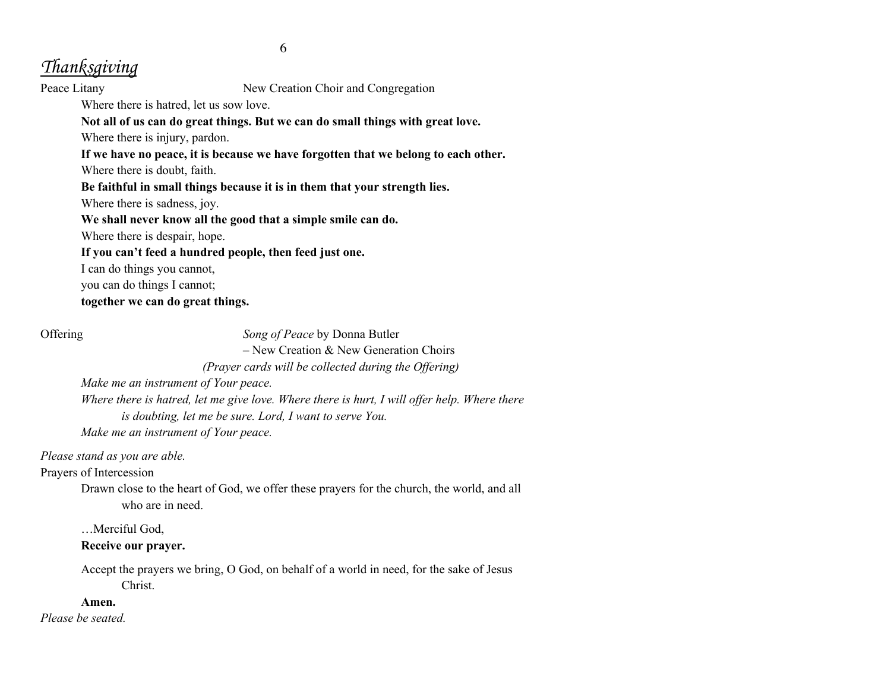## *Thanksgiving*

Peace Litany — New Creation Choir and Congregation

Where there is hatred, let us sow love.
**Not all of us can do great things. But we can do small things with great love.**
Where there is injury, pardon.
**If we have no peace, it is because we have forgotten that we belong to each other.**
Where there is doubt, faith.
**Be faithful in small things because it is in them that your strength lies.**
Where there is sadness, joy.
**We shall never know all the good that a simple smile can do.**
Where there is despair, hope.
**If you can't feed a hundred people, then feed just one.**
I can do things you cannot,
you can do things I cannot;
**together we can do great things.**

Offering — *Song of Peace* by Donna Butler
– New Creation & New Generation Choirs
*(Prayer cards will be collected during the Offering)*

*Make me an instrument of Your peace.*
*Where there is hatred, let me give love. Where there is hurt, I will offer help. Where there is doubting, let me be sure. Lord, I want to serve You.*
*Make me an instrument of Your peace.*

*Please stand as you are able.*

Prayers of Intercession

Drawn close to the heart of God, we offer these prayers for the church, the world, and all who are in need.

…Merciful God,
**Receive our prayer.**

Accept the prayers we bring, O God, on behalf of a world in need, for the sake of Jesus Christ.
**Amen.**

*Please be seated.*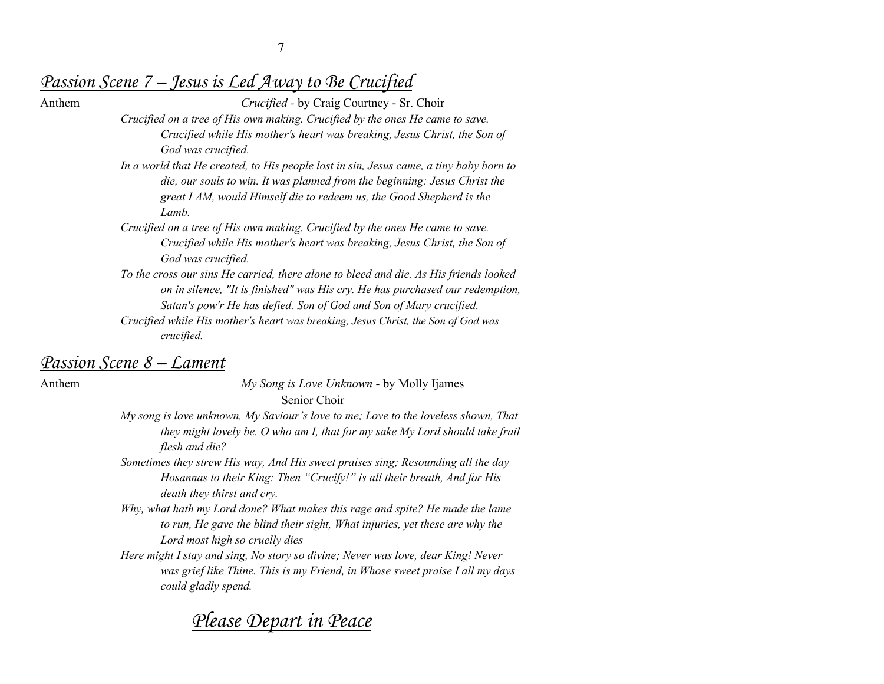## *Passion Scene 7 – Jesus is Led Away to Be Crucified*

Anthem *Crucified* - by Craig Courtney - Sr. Choir

*Crucified on a tree of His own making. Crucified by the ones He came to save. Crucified while His mother's heart was breaking, Jesus Christ, the Son of God was crucified.*

*In a world that He created, to His people lost in sin, Jesus came, a tiny baby born to die, our souls to win. It was planned from the beginning: Jesus Christ the great I AM, would Himself die to redeem us, the Good Shepherd is the Lamb.*

*Crucified on a tree of His own making. Crucified by the ones He came to save. Crucified while His mother's heart was breaking, Jesus Christ, the Son of God was crucified.*

*To the cross our sins He carried, there alone to bleed and die. As His friends looked on in silence, "It is finished" was His cry. He has purchased our redemption, Satan's pow'r He has defied. Son of God and Son of Mary crucified.*

*Crucified while His mother's heart was breaking, Jesus Christ, the Son of God was crucified.*

## *Passion Scene 8 – Lament*

Anthem *My Song is Love Unknown* - by Molly Ijames
Senior Choir

*My song is love unknown, My Saviour's love to me; Love to the loveless shown, That they might lovely be. O who am I, that for my sake My Lord should take frail flesh and die?*

*Sometimes they strew His way, And His sweet praises sing; Resounding all the day Hosannas to their King: Then "Crucify!" is all their breath, And for His death they thirst and cry.*

*Why, what hath my Lord done? What makes this rage and spite? He made the lame to run, He gave the blind their sight, What injuries, yet these are why the Lord most high so cruelly dies*

*Here might I stay and sing, No story so divine; Never was love, dear King! Never was grief like Thine. This is my Friend, in Whose sweet praise I all my days could gladly spend.*

## *Please Depart in Peace*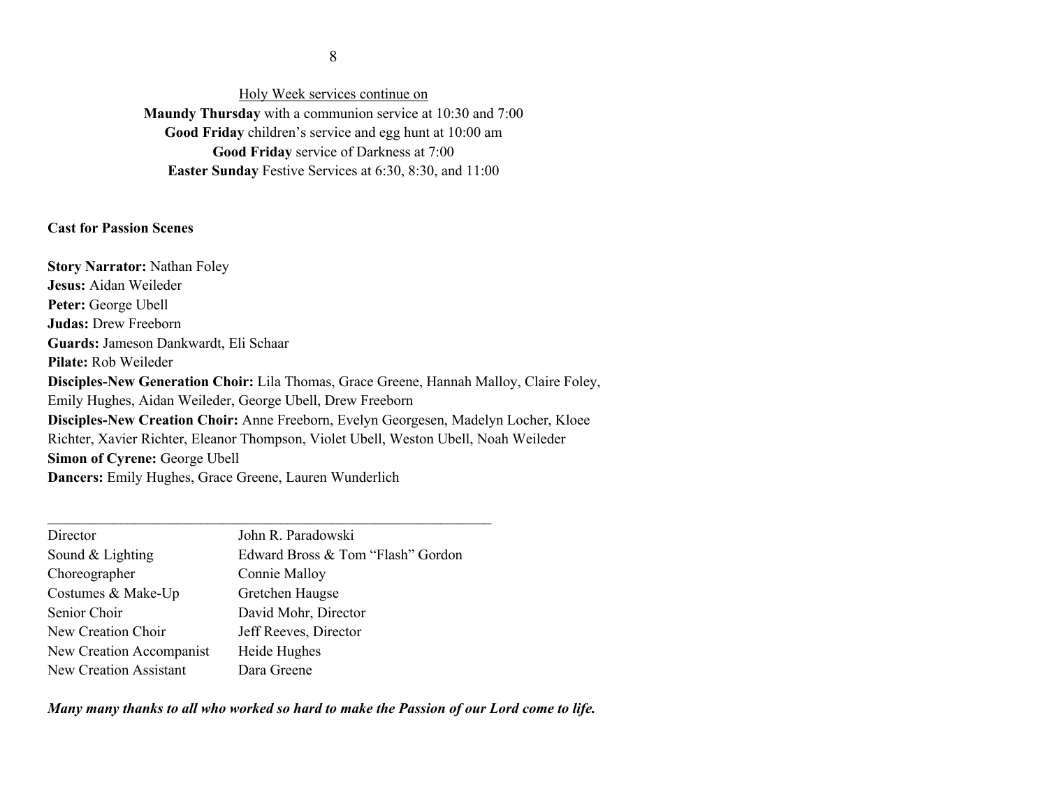Holy Week services continue on

**Maundy Thursday** with a communion service at 10:30 and 7:00

**Good Friday** children's service and egg hunt at 10:00 am

**Good Friday** service of Darkness at 7:00

**Easter Sunday** Festive Services at 6:30, 8:30, and 11:00

**Cast for Passion Scenes**

**Story Narrator:** Nathan Foley
**Jesus:** Aidan Weileder
**Peter:** George Ubell
**Judas:** Drew Freeborn
**Guards:** Jameson Dankwardt, Eli Schaar
**Pilate:** Rob Weileder
**Disciples-New Generation Choir:** Lila Thomas, Grace Greene, Hannah Malloy, Claire Foley, Emily Hughes, Aidan Weileder, George Ubell, Drew Freeborn
**Disciples-New Creation Choir:** Anne Freeborn, Evelyn Georgesen, Madelyn Locher, Kloee Richter, Xavier Richter, Eleanor Thompson, Violet Ubell, Weston Ubell, Noah Weileder
**Simon of Cyrene:** George Ubell
**Dancers:** Emily Hughes, Grace Greene, Lauren Wunderlich

---

| | |
|---|---|
| Director | John R. Paradowski |
| Sound & Lighting | Edward Bross & Tom "Flash" Gordon |
| Choreographer | Connie Malloy |
| Costumes & Make-Up | Gretchen Haugse |
| Senior Choir | David Mohr, Director |
| New Creation Choir | Jeff Reeves, Director |
| New Creation Accompanist | Heide Hughes |
| New Creation Assistant | Dara Greene |

***Many many thanks to all who worked so hard to make the Passion of our Lord come to life.***